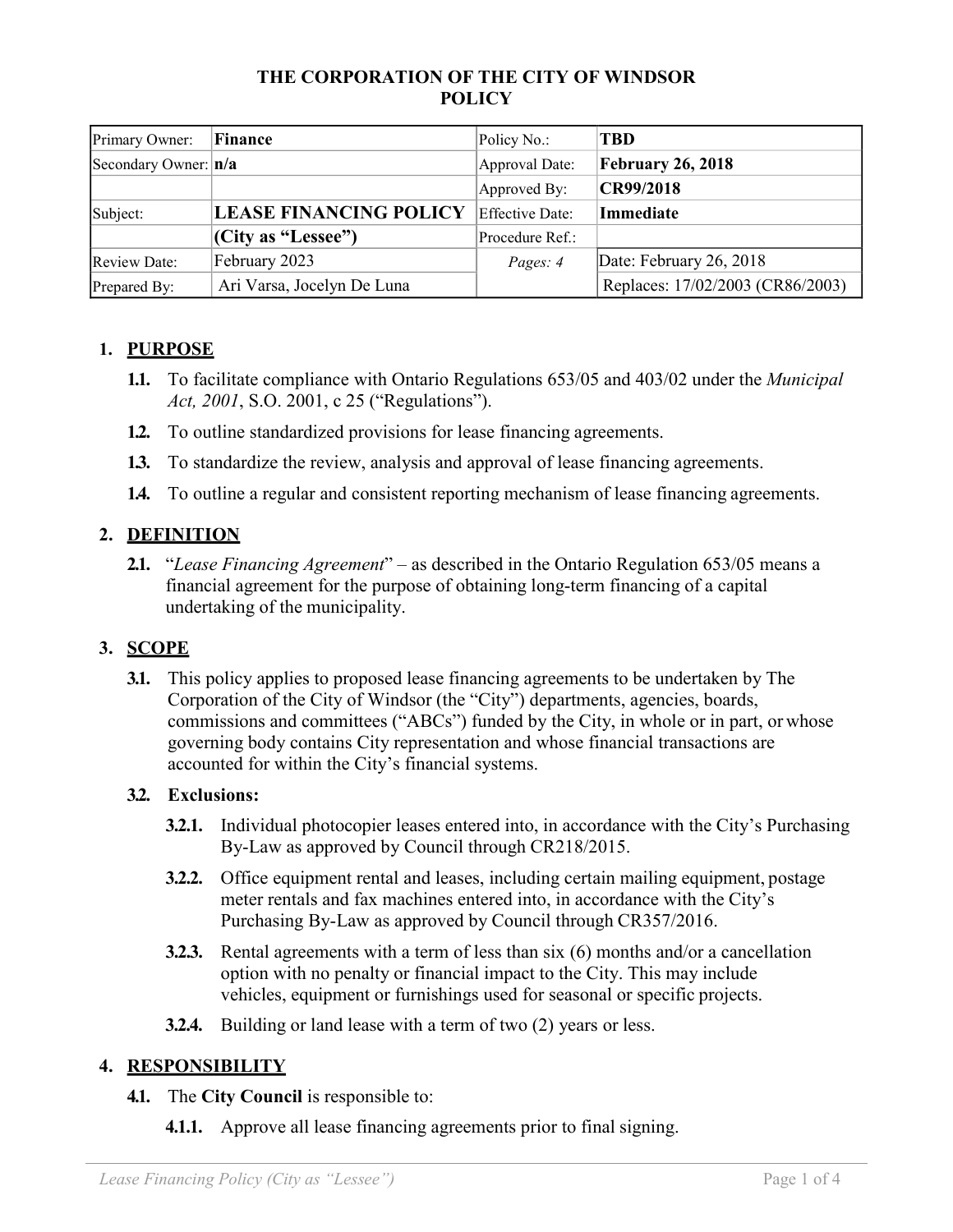**THE CORPORATION OF THE CITY OF WINDSOR**
**POLICY**

| Primary Owner: | **Finance** | Policy No.: | **TBD** |
|---|---|---|---|
| Secondary Owner: | **n/a** | Approval Date: | **February 26, 2018** |
| | | Approved By: | **CR99/2018** |
| Subject: | **LEASE FINANCING POLICY** | Effective Date: | **Immediate** |
| | **(City as "Lessee")** | Procedure Ref.: | |
| Review Date: | February 2023 | *Pages: 4* | Date: February 26, 2018 |
| Prepared By: | Ari Varsa, Jocelyn De Luna | | Replaces: 17/02/2003 (CR86/2003) |

## 1. PURPOSE

**1.1.** To facilitate compliance with Ontario Regulations 653/05 and 403/02 under the *Municipal Act, 2001*, S.O. 2001, c 25 ("Regulations").

**1.2.** To outline standardized provisions for lease financing agreements.

**1.3.** To standardize the review, analysis and approval of lease financing agreements.

**1.4.** To outline a regular and consistent reporting mechanism of lease financing agreements.

## 2. DEFINITION

**2.1.** "*Lease Financing Agreement*" – as described in the Ontario Regulation 653/05 means a financial agreement for the purpose of obtaining long-term financing of a capital undertaking of the municipality.

## 3. SCOPE

**3.1.** This policy applies to proposed lease financing agreements to be undertaken by The Corporation of the City of Windsor (the "City") departments, agencies, boards, commissions and committees ("ABCs") funded by the City, in whole or in part, or whose governing body contains City representation and whose financial transactions are accounted for within the City's financial systems.

**3.2. Exclusions:**

**3.2.1.** Individual photocopier leases entered into, in accordance with the City's Purchasing By-Law as approved by Council through CR218/2015.

**3.2.2.** Office equipment rental and leases, including certain mailing equipment, postage meter rentals and fax machines entered into, in accordance with the City's Purchasing By-Law as approved by Council through CR357/2016.

**3.2.3.** Rental agreements with a term of less than six (6) months and/or a cancellation option with no penalty or financial impact to the City. This may include vehicles, equipment or furnishings used for seasonal or specific projects.

**3.2.4.** Building or land lease with a term of two (2) years or less.

## 4. RESPONSIBILITY

**4.1.** The **City Council** is responsible to:

**4.1.1.** Approve all lease financing agreements prior to final signing.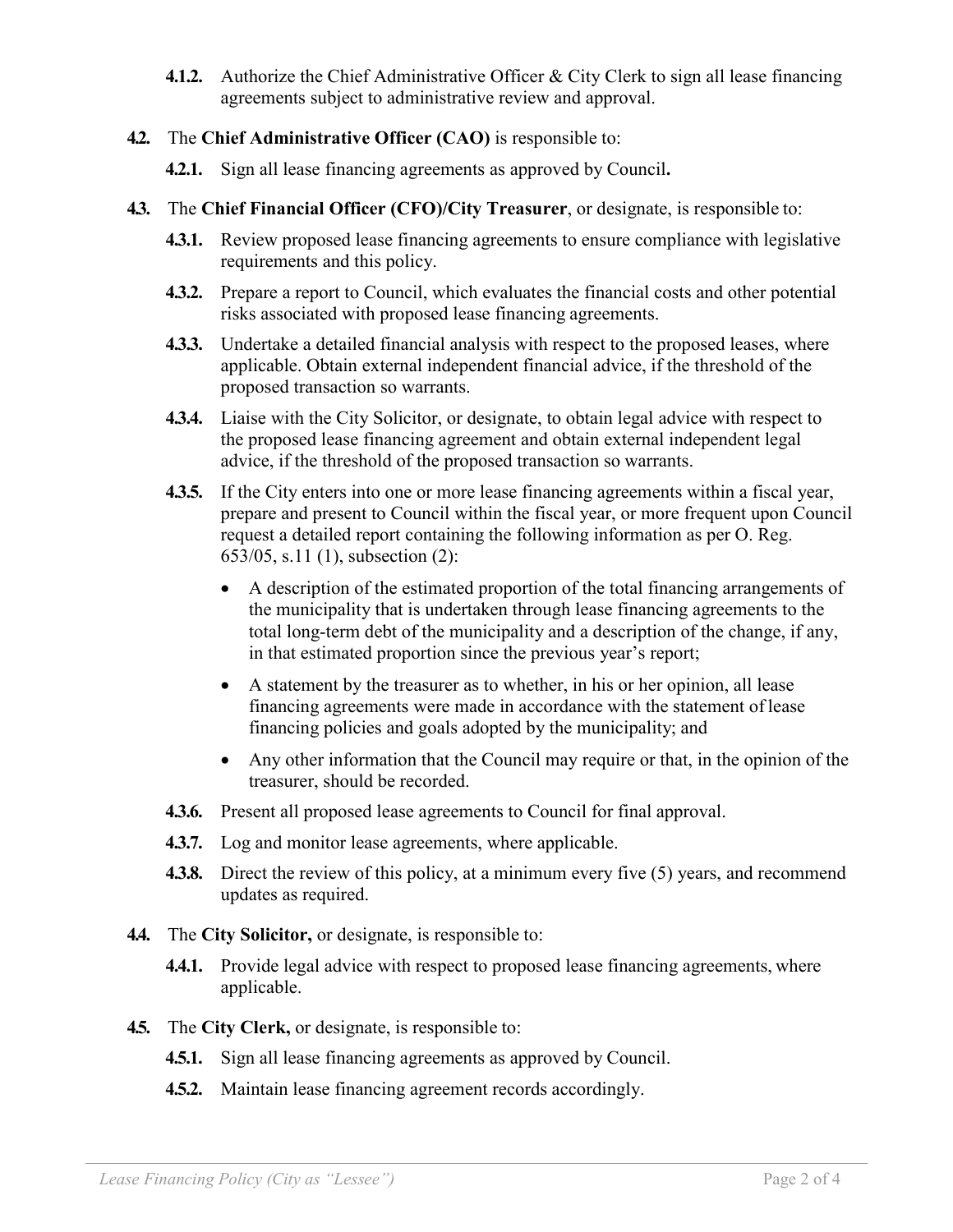**4.1.2.** Authorize the Chief Administrative Officer & City Clerk to sign all lease financing agreements subject to administrative review and approval.

**4.2.** The **Chief Administrative Officer (CAO)** is responsible to:

**4.2.1.** Sign all lease financing agreements as approved by Council**.**

**4.3.** The **Chief Financial Officer (CFO)/City Treasurer**, or designate, is responsible to:

**4.3.1.** Review proposed lease financing agreements to ensure compliance with legislative requirements and this policy.

**4.3.2.** Prepare a report to Council, which evaluates the financial costs and other potential risks associated with proposed lease financing agreements.

**4.3.3.** Undertake a detailed financial analysis with respect to the proposed leases, where applicable. Obtain external independent financial advice, if the threshold of the proposed transaction so warrants.

**4.3.4.** Liaise with the City Solicitor, or designate, to obtain legal advice with respect to the proposed lease financing agreement and obtain external independent legal advice, if the threshold of the proposed transaction so warrants.

**4.3.5.** If the City enters into one or more lease financing agreements within a fiscal year, prepare and present to Council within the fiscal year, or more frequent upon Council request a detailed report containing the following information as per O. Reg. 653/05, s.11 (1), subsection (2):

- A description of the estimated proportion of the total financing arrangements of the municipality that is undertaken through lease financing agreements to the total long-term debt of the municipality and a description of the change, if any, in that estimated proportion since the previous year's report;
- A statement by the treasurer as to whether, in his or her opinion, all lease financing agreements were made in accordance with the statement of lease financing policies and goals adopted by the municipality; and
- Any other information that the Council may require or that, in the opinion of the treasurer, should be recorded.

**4.3.6.** Present all proposed lease agreements to Council for final approval.

**4.3.7.** Log and monitor lease agreements, where applicable.

**4.3.8.** Direct the review of this policy, at a minimum every five (5) years, and recommend updates as required.

**4.4.** The **City Solicitor,** or designate, is responsible to:

**4.4.1.** Provide legal advice with respect to proposed lease financing agreements, where applicable.

**4.5.** The **City Clerk,** or designate, is responsible to:

**4.5.1.** Sign all lease financing agreements as approved by Council.

**4.5.2.** Maintain lease financing agreement records accordingly.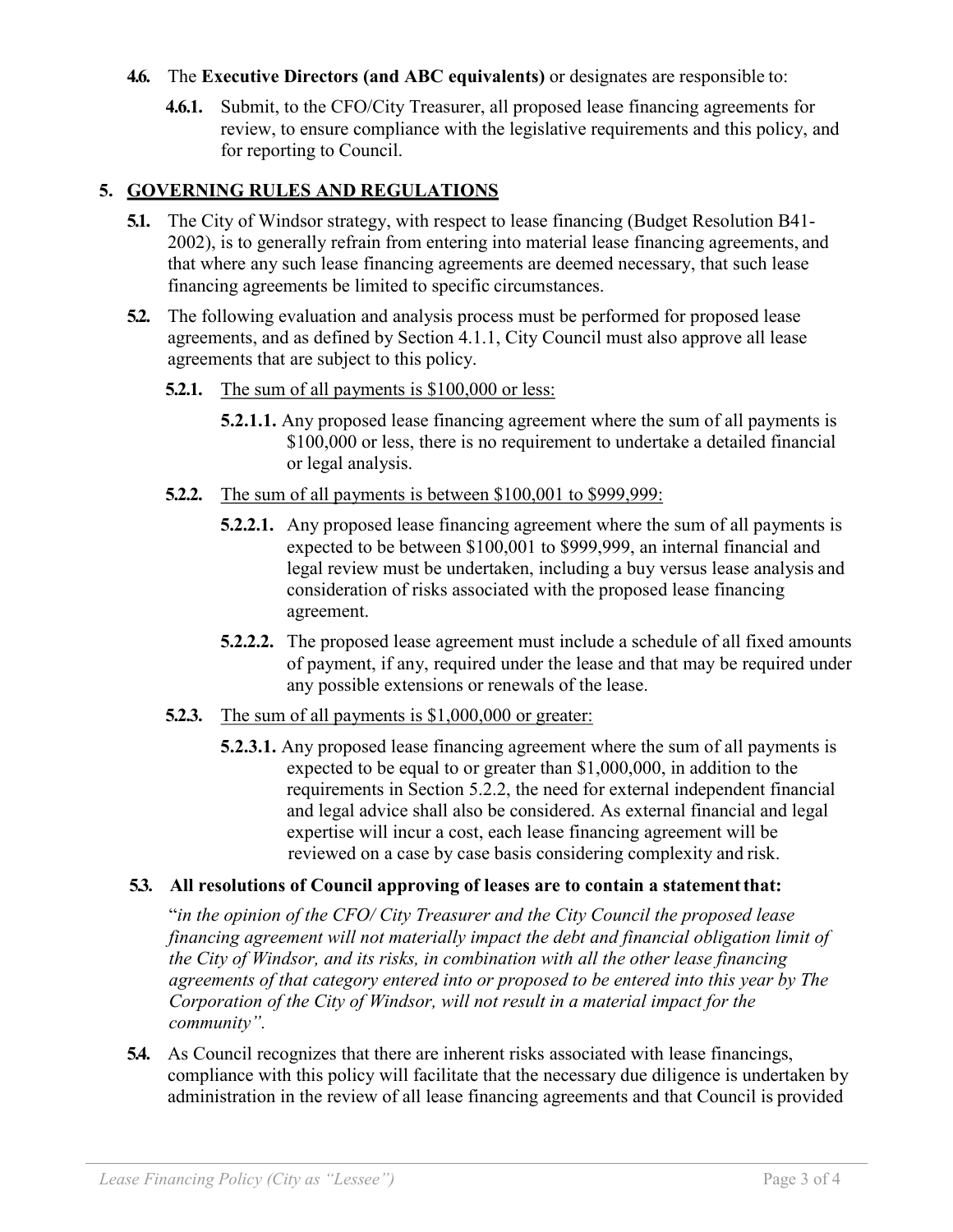**4.6.** The **Executive Directors (and ABC equivalents)** or designates are responsible to:

**4.6.1.** Submit, to the CFO/City Treasurer, all proposed lease financing agreements for review, to ensure compliance with the legislative requirements and this policy, and for reporting to Council.

## 5. GOVERNING RULES AND REGULATIONS

**5.1.** The City of Windsor strategy, with respect to lease financing (Budget Resolution B41-2002), is to generally refrain from entering into material lease financing agreements, and that where any such lease financing agreements are deemed necessary, that such lease financing agreements be limited to specific circumstances.

**5.2.** The following evaluation and analysis process must be performed for proposed lease agreements, and as defined by Section 4.1.1, City Council must also approve all lease agreements that are subject to this policy.

**5.2.1.** The sum of all payments is $100,000 or less:

**5.2.1.1.** Any proposed lease financing agreement where the sum of all payments is $100,000 or less, there is no requirement to undertake a detailed financial or legal analysis.

**5.2.2.** The sum of all payments is between $100,001 to $999,999:

**5.2.2.1.** Any proposed lease financing agreement where the sum of all payments is expected to be between $100,001 to $999,999, an internal financial and legal review must be undertaken, including a buy versus lease analysis and consideration of risks associated with the proposed lease financing agreement.

**5.2.2.2.** The proposed lease agreement must include a schedule of all fixed amounts of payment, if any, required under the lease and that may be required under any possible extensions or renewals of the lease.

**5.2.3.** The sum of all payments is $1,000,000 or greater:

**5.2.3.1.** Any proposed lease financing agreement where the sum of all payments is expected to be equal to or greater than $1,000,000, in addition to the requirements in Section 5.2.2, the need for external independent financial and legal advice shall also be considered. As external financial and legal expertise will incur a cost, each lease financing agreement will be reviewed on a case by case basis considering complexity and risk.

**5.3. All resolutions of Council approving of leases are to contain a statement that:**

"*in the opinion of the CFO/ City Treasurer and the City Council the proposed lease financing agreement will not materially impact the debt and financial obligation limit of the City of Windsor, and its risks, in combination with all the other lease financing agreements of that category entered into or proposed to be entered into this year by The Corporation of the City of Windsor, will not result in a material impact for the community".*

**5.4.** As Council recognizes that there are inherent risks associated with lease financings, compliance with this policy will facilitate that the necessary due diligence is undertaken by administration in the review of all lease financing agreements and that Council is provided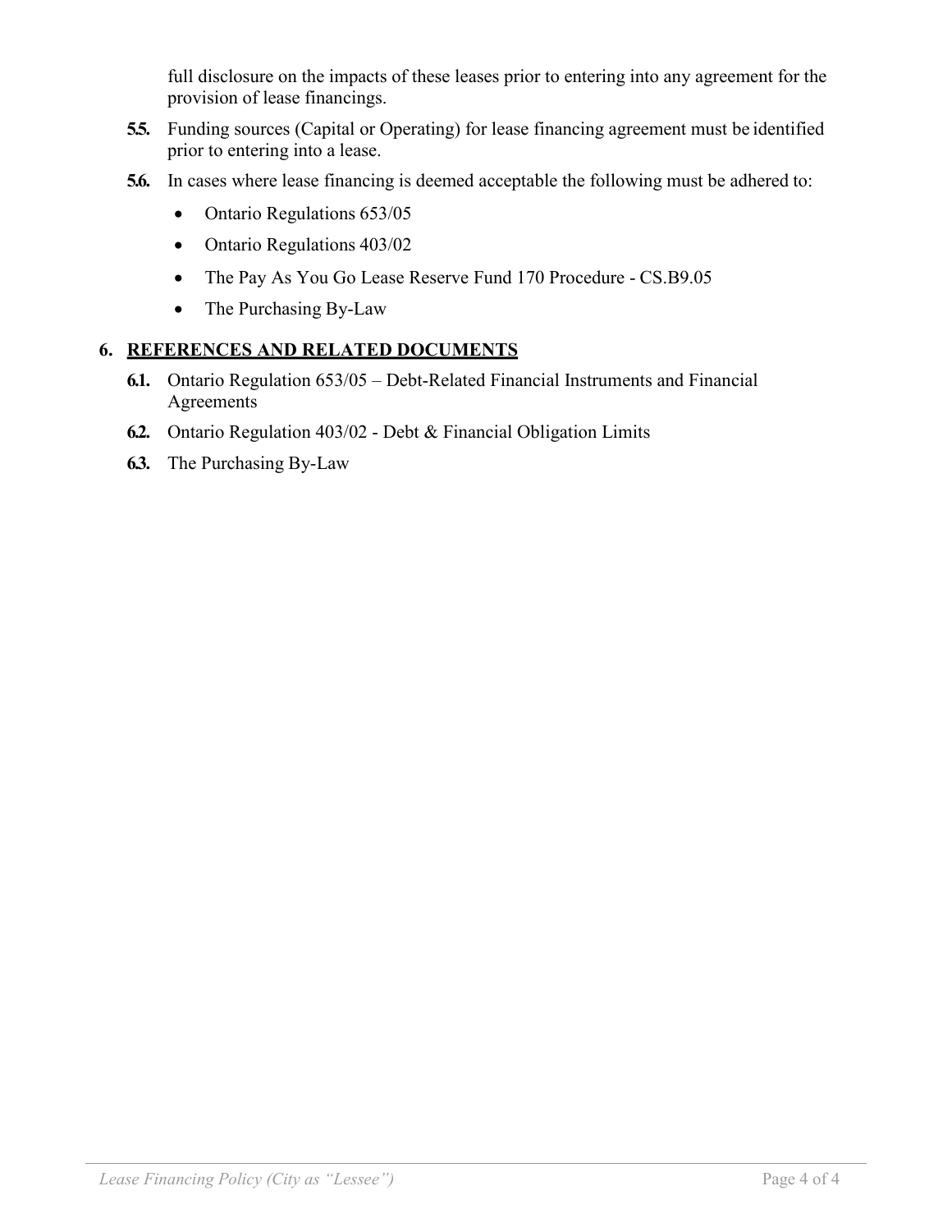full disclosure on the impacts of these leases prior to entering into any agreement for the provision of lease financings.

**5.5.** Funding sources (Capital or Operating) for lease financing agreement must be identified prior to entering into a lease.

**5.6.** In cases where lease financing is deemed acceptable the following must be adhered to:

- Ontario Regulations 653/05
- Ontario Regulations 403/02
- The Pay As You Go Lease Reserve Fund 170 Procedure - CS.B9.05
- The Purchasing By-Law

## 6. REFERENCES AND RELATED DOCUMENTS

**6.1.** Ontario Regulation 653/05 – Debt-Related Financial Instruments and Financial Agreements

**6.2.** Ontario Regulation 403/02 - Debt & Financial Obligation Limits

**6.3.** The Purchasing By-Law